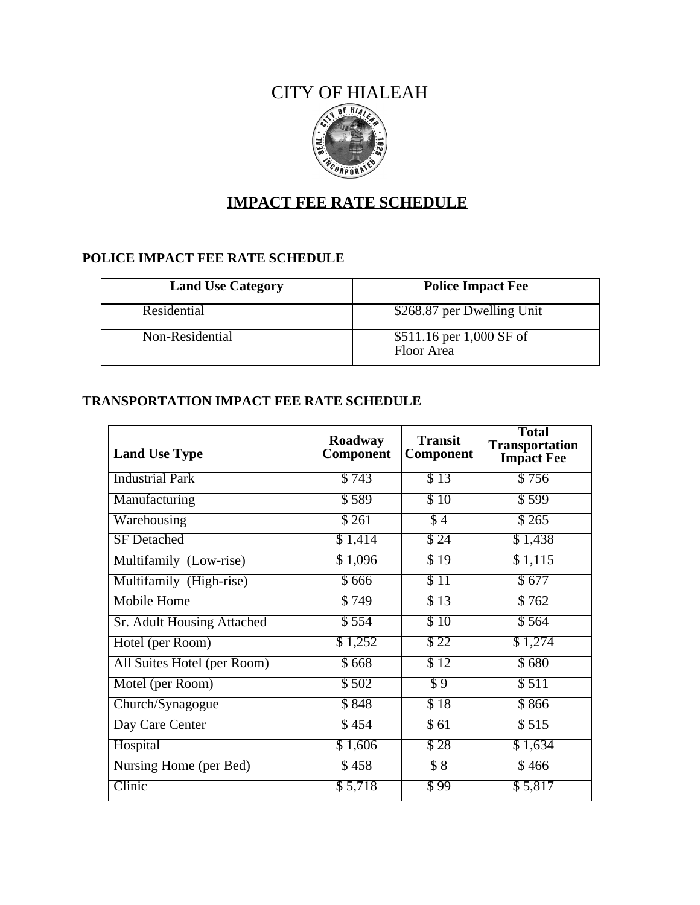# CITY OF HIALEAH

## IMPACT FEE RATE SCHEDULE

### POLICE IMPACT FEE RATE SCHEDULE

| Land Use Category | Police Impact Fee |
|---|---|
| Residential | $268.87 per Dwelling Unit |
| Non-Residential | $511.16 per 1,000 SF of Floor Area |

### TRANSPORTATION IMPACT FEE RATE SCHEDULE

| Land Use Type | Roadway Component | Transit Component | Total Transportation Impact Fee |
|---|---|---|---|
| Industrial Park | $ 743 | $ 13 | $ 756 |
| Manufacturing | $ 589 | $ 10 | $ 599 |
| Warehousing | $ 261 | $ 4 | $ 265 |
| SF Detached | $ 1,414 | $ 24 | $ 1,438 |
| Multifamily (Low-rise) | $ 1,096 | $ 19 | $ 1,115 |
| Multifamily (High-rise) | $ 666 | $ 11 | $ 677 |
| Mobile Home | $ 749 | $ 13 | $ 762 |
| Sr. Adult Housing Attached | $ 554 | $ 10 | $ 564 |
| Hotel (per Room) | $ 1,252 | $ 22 | $ 1,274 |
| All Suites Hotel (per Room) | $ 668 | $ 12 | $ 680 |
| Motel (per Room) | $ 502 | $ 9 | $ 511 |
| Church/Synagogue | $ 848 | $ 18 | $ 866 |
| Day Care Center | $ 454 | $ 61 | $ 515 |
| Hospital | $ 1,606 | $ 28 | $ 1,634 |
| Nursing Home (per Bed) | $ 458 | $ 8 | $ 466 |
| Clinic | $ 5,718 | $ 99 | $ 5,817 |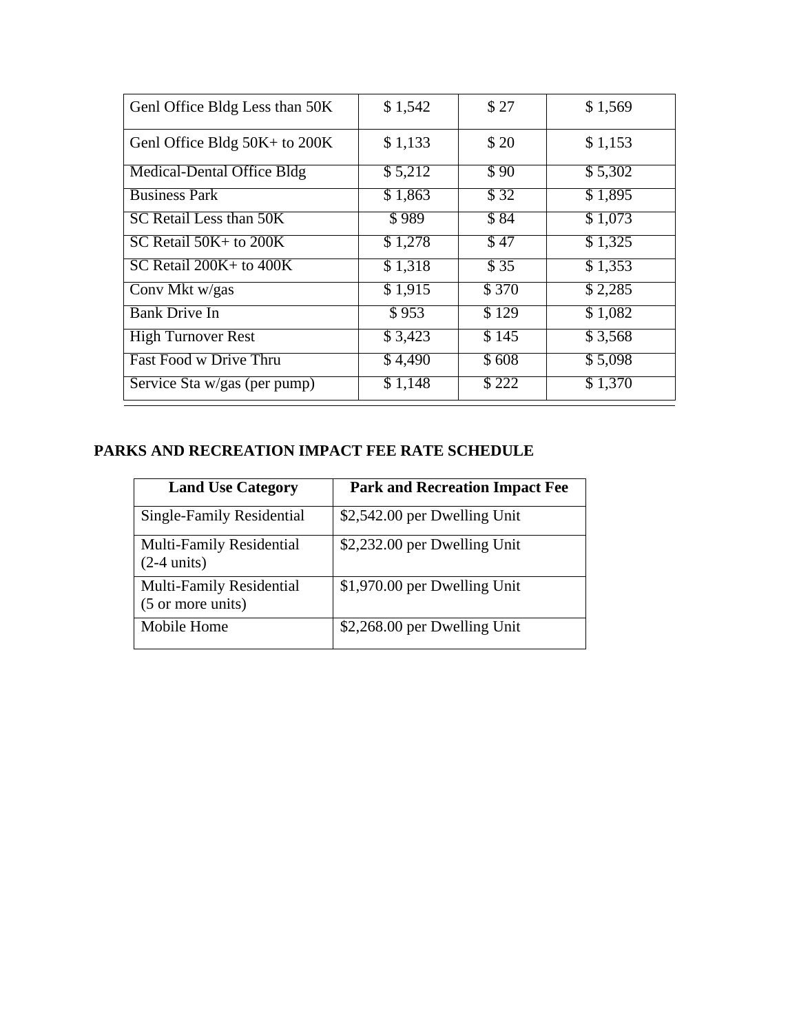| | | | |
|---|---|---|---|
| Genl Office Bldg Less than 50K | $ 1,542 | $ 27 | $ 1,569 |
| Genl Office Bldg 50K+ to 200K | $ 1,133 | $ 20 | $ 1,153 |
| Medical-Dental Office Bldg | $ 5,212 | $ 90 | $ 5,302 |
| Business Park | $ 1,863 | $ 32 | $ 1,895 |
| SC Retail Less than 50K | $ 989 | $ 84 | $ 1,073 |
| SC Retail 50K+ to 200K | $ 1,278 | $ 47 | $ 1,325 |
| SC Retail 200K+ to 400K | $ 1,318 | $ 35 | $ 1,353 |
| Conv Mkt w/gas | $ 1,915 | $ 370 | $ 2,285 |
| Bank Drive In | $ 953 | $ 129 | $ 1,082 |
| High Turnover Rest | $ 3,423 | $ 145 | $ 3,568 |
| Fast Food w Drive Thru | $ 4,490 | $ 608 | $ 5,098 |
| Service Sta w/gas (per pump) | $ 1,148 | $ 222 | $ 1,370 |

**PARKS AND RECREATION IMPACT FEE RATE SCHEDULE**

| Land Use Category | Park and Recreation Impact Fee |
|---|---|
| Single-Family Residential | $2,542.00 per Dwelling Unit |
| Multi-Family Residential (2-4 units) | $2,232.00 per Dwelling Unit |
| Multi-Family Residential (5 or more units) | $1,970.00 per Dwelling Unit |
| Mobile Home | $2,268.00 per Dwelling Unit |